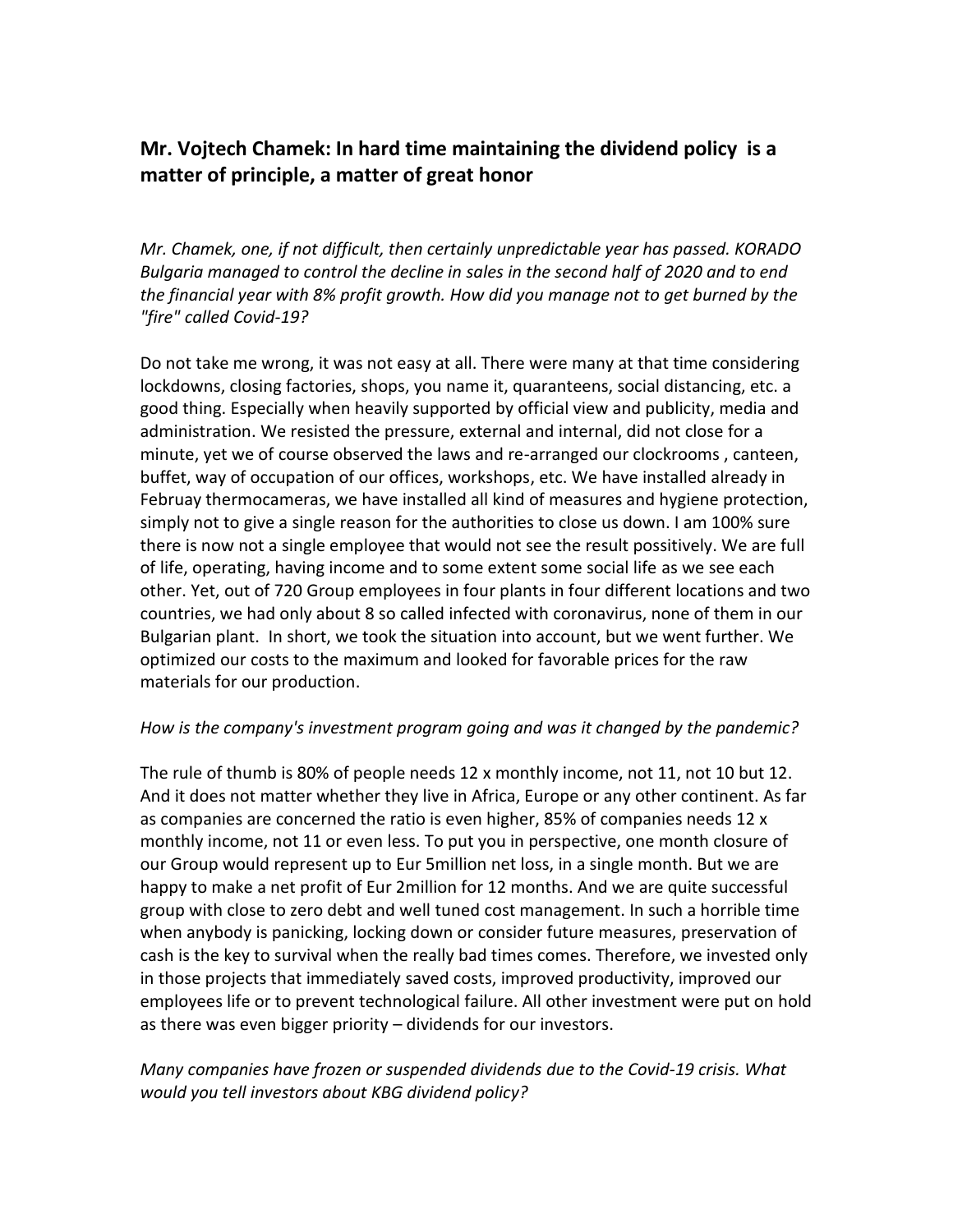## Mr. Vojtech Chamek: In hard time maintaining the dividend policy  is a matter of principle, a matter of great honor

*Mr. Chamek, one, if not difficult, then certainly unpredictable year has passed. KORADO Bulgaria managed to control the decline in sales in the second half of 2020 and to end the financial year with 8% profit growth. How did you manage not to get burned by the "fire" called Covid-19?*

Do not take me wrong, it was not easy at all. There were many at that time considering lockdowns, closing factories, shops, you name it, quaranteens, social distancing, etc. a good thing. Especially when heavily supported by official view and publicity, media and administration. We resisted the pressure, external and internal, did not close for a minute, yet we of course observed the laws and re-arranged our clockrooms , canteen, buffet, way of occupation of our offices, workshops, etc. We have installed already in Februay thermocameras, we have installed all kind of measures and hygiene protection, simply not to give a single reason for the authorities to close us down. I am 100% sure there is now not a single employee that would not see the result possitively. We are full of life, operating, having income and to some extent some social life as we see each other. Yet, out of 720 Group employees in four plants in four different locations and two countries, we had only about 8 so called infected with coronavirus, none of them in our Bulgarian plant.  In short, we took the situation into account, but we went further. We optimized our costs to the maximum and looked for favorable prices for the raw materials for our production.

*How is the company's investment program going and was it changed by the pandemic?*

The rule of thumb is 80% of people needs 12 x monthly income, not 11, not 10 but 12. And it does not matter whether they live in Africa, Europe or any other continent. As far as companies are concerned the ratio is even higher, 85% of companies needs 12 x monthly income, not 11 or even less. To put you in perspective, one month closure of our Group would represent up to Eur 5million net loss, in a single month. But we are happy to make a net profit of Eur 2million for 12 months. And we are quite successful group with close to zero debt and well tuned cost management. In such a horrible time when anybody is panicking, locking down or consider future measures, preservation of cash is the key to survival when the really bad times comes. Therefore, we invested only in those projects that immediately saved costs, improved productivity, improved our employees life or to prevent technological failure. All other investment were put on hold as there was even bigger priority – dividends for our investors.

*Many companies have frozen or suspended dividends due to the Covid-19 crisis. What would you tell investors about KBG dividend policy?*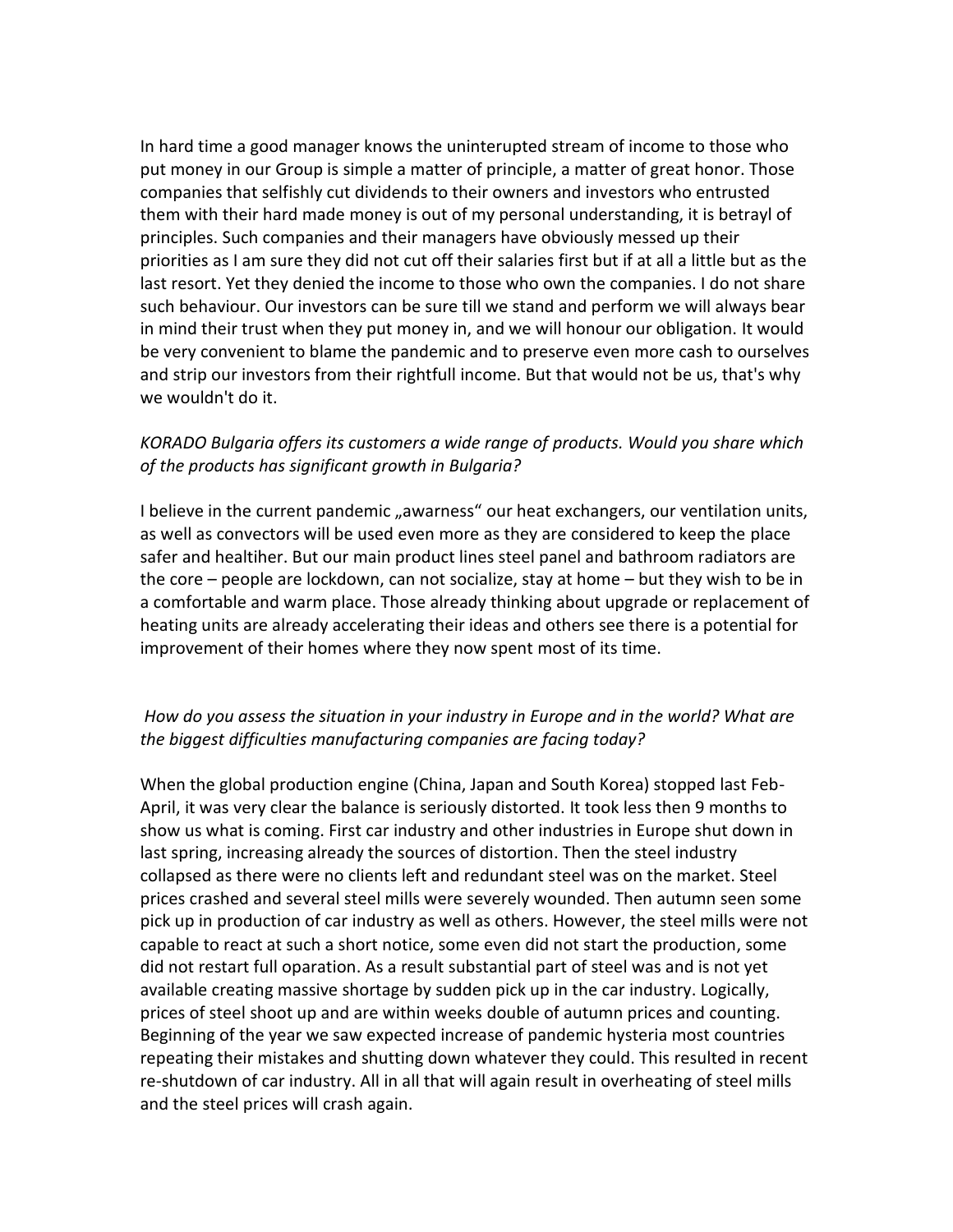In hard time a good manager knows the uninterupted stream of income to those who put money in our Group is simple a matter of principle, a matter of great honor. Those companies that selfishly cut dividends to their owners and investors who entrusted them with their hard made money is out of my personal understanding, it is betrayl of principles. Such companies and their managers have obviously messed up their priorities as I am sure they did not cut off their salaries first but if at all a little but as the last resort. Yet they denied the income to those who own the companies. I do not share such behaviour. Our investors can be sure till we stand and perform we will always bear in mind their trust when they put money in, and we will honour our obligation. It would be very convenient to blame the pandemic and to preserve even more cash to ourselves and strip our investors from their rightfull income. But that would not be us, that's why we wouldn't do it.

*KORADO Bulgaria offers its customers a wide range of products. Would you share which of the products has significant growth in Bulgaria?*

I believe in the current pandemic „awarness" our heat exchangers, our ventilation units, as well as convectors will be used even more as they are considered to keep the place safer and healtiher. But our main product lines steel panel and bathroom radiators are the core – people are lockdown, can not socialize, stay at home – but they wish to be in a comfortable and warm place. Those already thinking about upgrade or replacement of heating units are already accelerating their ideas and others see there is a potential for improvement of their homes where they now spent most of its time.

*How do you assess the situation in your industry in Europe and in the world? What are the biggest difficulties manufacturing companies are facing today?*

When the global production engine (China, Japan and South Korea) stopped last Feb-April, it was very clear the balance is seriously distorted. It took less then 9 months to show us what is coming. First car industry and other industries in Europe shut down in last spring, increasing already the sources of distortion. Then the steel industry collapsed as there were no clients left and redundant steel was on the market. Steel prices crashed and several steel mills were severely wounded. Then autumn seen some pick up in production of car industry as well as others. However, the steel mills were not capable to react at such a short notice, some even did not start the production, some did not restart full oparation. As a result substantial part of steel was and is not yet available creating massive shortage by sudden pick up in the car industry. Logically, prices of steel shoot up and are within weeks double of autumn prices and counting. Beginning of the year we saw expected increase of pandemic hysteria most countries repeating their mistakes and shutting down whatever they could. This resulted in recent re-shutdown of car industry. All in all that will again result in overheating of steel mills and the steel prices will crash again.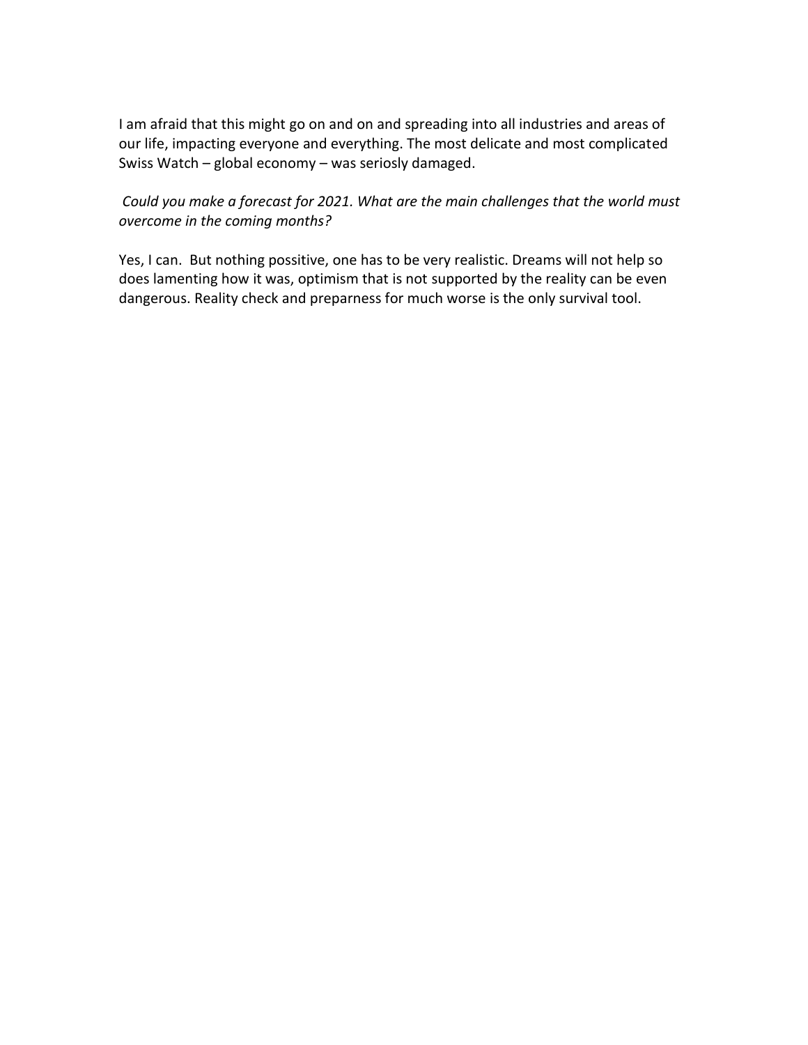I am afraid that this might go on and on and spreading into all industries and areas of our life, impacting everyone and everything. The most delicate and most complicated Swiss Watch – global economy – was seriosly damaged.

*Could you make a forecast for 2021. What are the main challenges that the world must overcome in the coming months?*

Yes, I can. But nothing possitive, one has to be very realistic. Dreams will not help so does lamenting how it was, optimism that is not supported by the reality can be even dangerous. Reality check and preparness for much worse is the only survival tool.